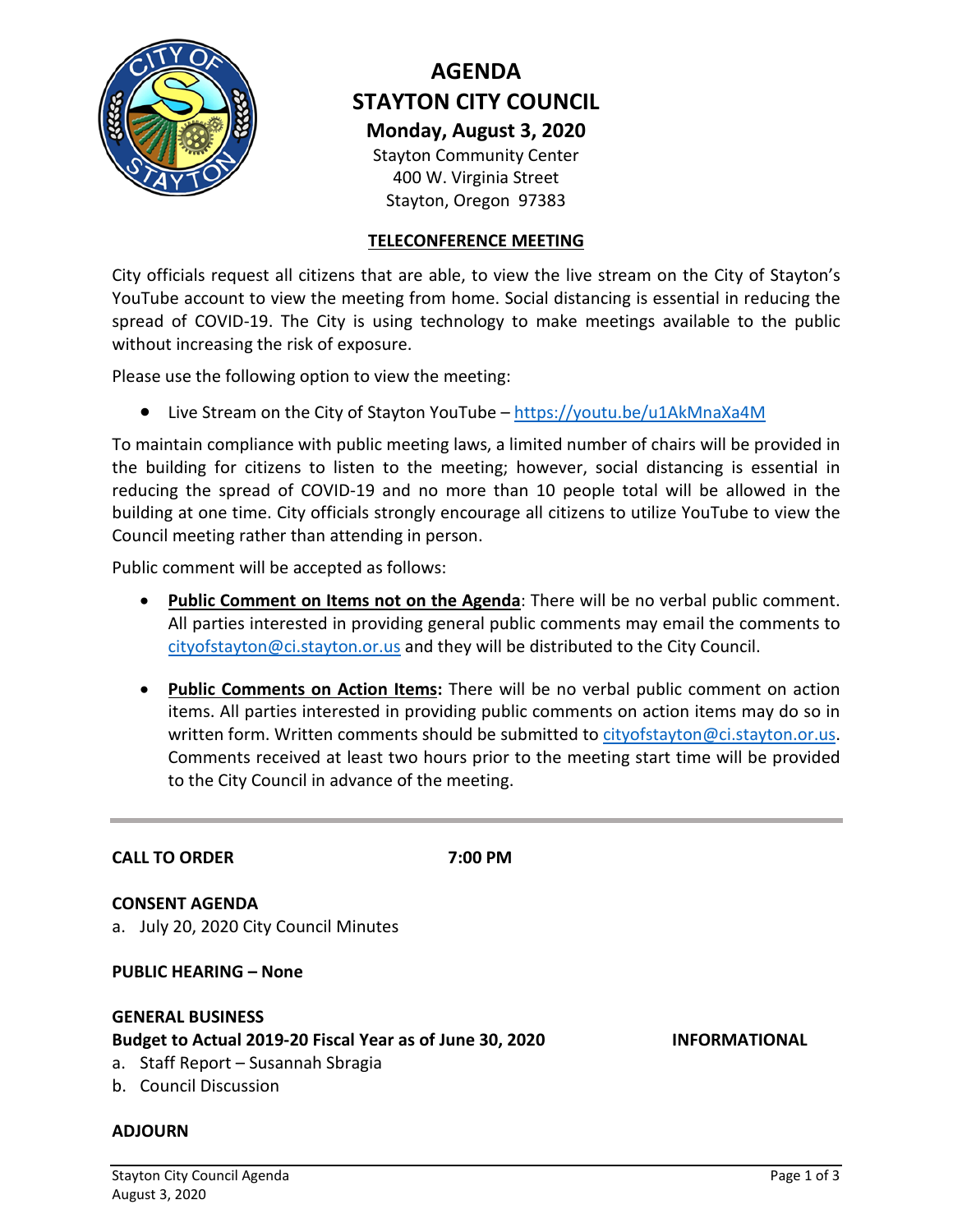# AGENDA
# STAYTON CITY COUNCIL

**Monday, August 3, 2020**

Stayton Community Center
400 W. Virginia Street
Stayton, Oregon 97383

**TELECONFERENCE MEETING**

City officials request all citizens that are able, to view the live stream on the City of Stayton's YouTube account to view the meeting from home. Social distancing is essential in reducing the spread of COVID-19. The City is using technology to make meetings available to the public without increasing the risk of exposure.

Please use the following option to view the meeting:

- Live Stream on the City of Stayton YouTube – https://youtu.be/u1AkMnaXa4M

To maintain compliance with public meeting laws, a limited number of chairs will be provided in the building for citizens to listen to the meeting; however, social distancing is essential in reducing the spread of COVID-19 and no more than 10 people total will be allowed in the building at one time. City officials strongly encourage all citizens to utilize YouTube to view the Council meeting rather than attending in person.

Public comment will be accepted as follows:

- **Public Comment on Items not on the Agenda**: There will be no verbal public comment. All parties interested in providing general public comments may email the comments to cityofstayton@ci.stayton.or.us and they will be distributed to the City Council.

- **Public Comments on Action Items:** There will be no verbal public comment on action items. All parties interested in providing public comments on action items may do so in written form. Written comments should be submitted to cityofstayton@ci.stayton.or.us. Comments received at least two hours prior to the meeting start time will be provided to the City Council in advance of the meeting.

---

**CALL TO ORDER** **7:00 PM**

**CONSENT AGENDA**

a. July 20, 2020 City Council Minutes

**PUBLIC HEARING – None**

**GENERAL BUSINESS**

**Budget to Actual 2019-20 Fiscal Year as of June 30, 2020** **INFORMATIONAL**

a. Staff Report – Susannah Sbragia
b. Council Discussion

**ADJOURN**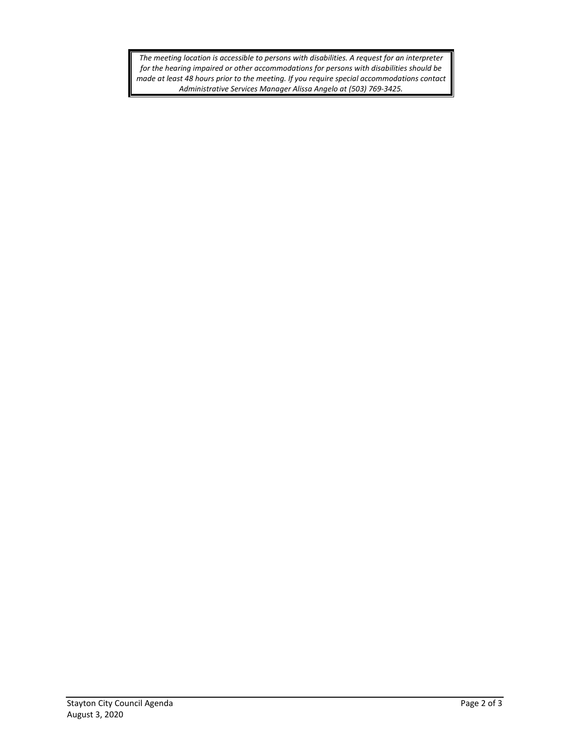*The meeting location is accessible to persons with disabilities. A request for an interpreter for the hearing impaired or other accommodations for persons with disabilities should be made at least 48 hours prior to the meeting. If you require special accommodations contact Administrative Services Manager Alissa Angelo at (503) 769-3425.*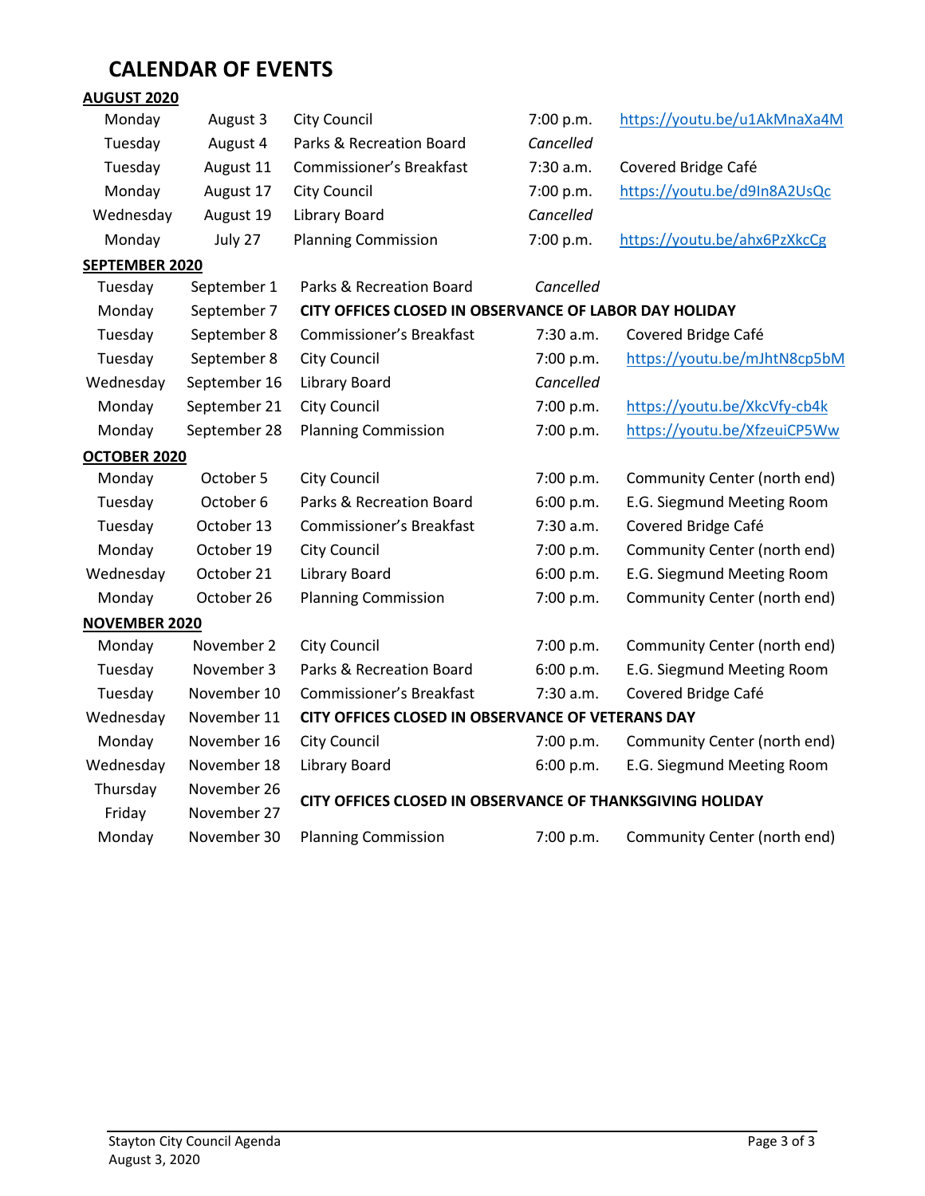# CALENDAR OF EVENTS

**AUGUST 2020**

| | | | | |
|---|---|---|---|---|
| Monday | August 3 | City Council | 7:00 p.m. | https://youtu.be/u1AkMnaXa4M |
| Tuesday | August 4 | Parks & Recreation Board | *Cancelled* | |
| Tuesday | August 11 | Commissioner's Breakfast | 7:30 a.m. | Covered Bridge Café |
| Monday | August 17 | City Council | 7:00 p.m. | https://youtu.be/d9In8A2UsQc |
| Wednesday | August 19 | Library Board | *Cancelled* | |
| Monday | July 27 | Planning Commission | 7:00 p.m. | https://youtu.be/ahx6PzXkcCg |

**SEPTEMBER 2020**

| | | | | |
|---|---|---|---|---|
| Tuesday | September 1 | Parks & Recreation Board | *Cancelled* | |
| Monday | September 7 | **CITY OFFICES CLOSED IN OBSERVANCE OF LABOR DAY HOLIDAY** | | |
| Tuesday | September 8 | Commissioner's Breakfast | 7:30 a.m. | Covered Bridge Café |
| Tuesday | September 8 | City Council | 7:00 p.m. | https://youtu.be/mJhtN8cp5bM |
| Wednesday | September 16 | Library Board | *Cancelled* | |
| Monday | September 21 | City Council | 7:00 p.m. | https://youtu.be/XkcVfy-cb4k |
| Monday | September 28 | Planning Commission | 7:00 p.m. | https://youtu.be/XfzeuiCP5Ww |

**OCTOBER 2020**

| | | | | |
|---|---|---|---|---|
| Monday | October 5 | City Council | 7:00 p.m. | Community Center (north end) |
| Tuesday | October 6 | Parks & Recreation Board | 6:00 p.m. | E.G. Siegmund Meeting Room |
| Tuesday | October 13 | Commissioner's Breakfast | 7:30 a.m. | Covered Bridge Café |
| Monday | October 19 | City Council | 7:00 p.m. | Community Center (north end) |
| Wednesday | October 21 | Library Board | 6:00 p.m. | E.G. Siegmund Meeting Room |
| Monday | October 26 | Planning Commission | 7:00 p.m. | Community Center (north end) |

**NOVEMBER 2020**

| | | | | |
|---|---|---|---|---|
| Monday | November 2 | City Council | 7:00 p.m. | Community Center (north end) |
| Tuesday | November 3 | Parks & Recreation Board | 6:00 p.m. | E.G. Siegmund Meeting Room |
| Tuesday | November 10 | Commissioner's Breakfast | 7:30 a.m. | Covered Bridge Café |
| Wednesday | November 11 | **CITY OFFICES CLOSED IN OBSERVANCE OF VETERANS DAY** | | |
| Monday | November 16 | City Council | 7:00 p.m. | Community Center (north end) |
| Wednesday | November 18 | Library Board | 6:00 p.m. | E.G. Siegmund Meeting Room |
| Thursday<br>Friday | November 26<br>November 27 | **CITY OFFICES CLOSED IN OBSERVANCE OF THANKSGIVING HOLIDAY** | | |
| Monday | November 30 | Planning Commission | 7:00 p.m. | Community Center (north end) |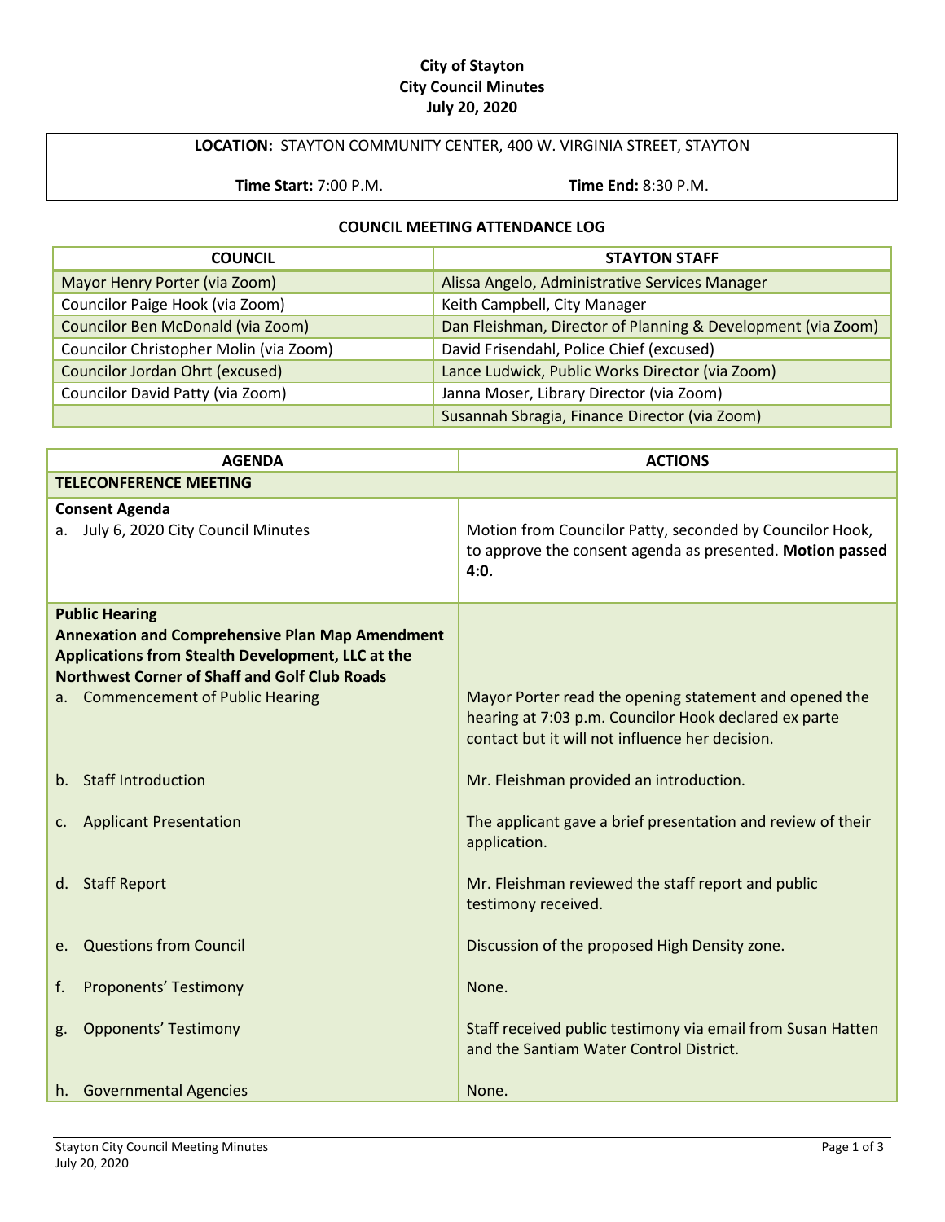**City of Stayton**
**City Council Minutes**
**July 20, 2020**

| **LOCATION:** STAYTON COMMUNITY CENTER, 400 W. VIRGINIA STREET, STAYTON | |
|---|---|
| **Time Start:** 7:00 P.M. | **Time End:** 8:30 P.M. |

**COUNCIL MEETING ATTENDANCE LOG**

| COUNCIL | STAYTON STAFF |
|---|---|
| Mayor Henry Porter (via Zoom) | Alissa Angelo, Administrative Services Manager |
| Councilor Paige Hook (via Zoom) | Keith Campbell, City Manager |
| Councilor Ben McDonald (via Zoom) | Dan Fleishman, Director of Planning & Development (via Zoom) |
| Councilor Christopher Molin (via Zoom) | David Frisendahl, Police Chief (excused) |
| Councilor Jordan Ohrt (excused) | Lance Ludwick, Public Works Director (via Zoom) |
| Councilor David Patty (via Zoom) | Janna Moser, Library Director (via Zoom) |
| | Susannah Sbragia, Finance Director (via Zoom) |

| AGENDA | ACTIONS |
|---|---|
| **TELECONFERENCE MEETING** | |
| **Consent Agenda**<br>a. July 6, 2020 City Council Minutes | Motion from Councilor Patty, seconded by Councilor Hook, to approve the consent agenda as presented. **Motion passed 4:0.** |
| **Public Hearing**<br>**Annexation and Comprehensive Plan Map Amendment Applications from Stealth Development, LLC at the Northwest Corner of Shaff and Golf Club Roads**<br>a. Commencement of Public Hearing | Mayor Porter read the opening statement and opened the hearing at 7:03 p.m. Councilor Hook declared ex parte contact but it will not influence her decision. |
| b. Staff Introduction | Mr. Fleishman provided an introduction. |
| c. Applicant Presentation | The applicant gave a brief presentation and review of their application. |
| d. Staff Report | Mr. Fleishman reviewed the staff report and public testimony received. |
| e. Questions from Council | Discussion of the proposed High Density zone. |
| f. Proponents' Testimony | None. |
| g. Opponents' Testimony | Staff received public testimony via email from Susan Hatten and the Santiam Water Control District. |
| h. Governmental Agencies | None. |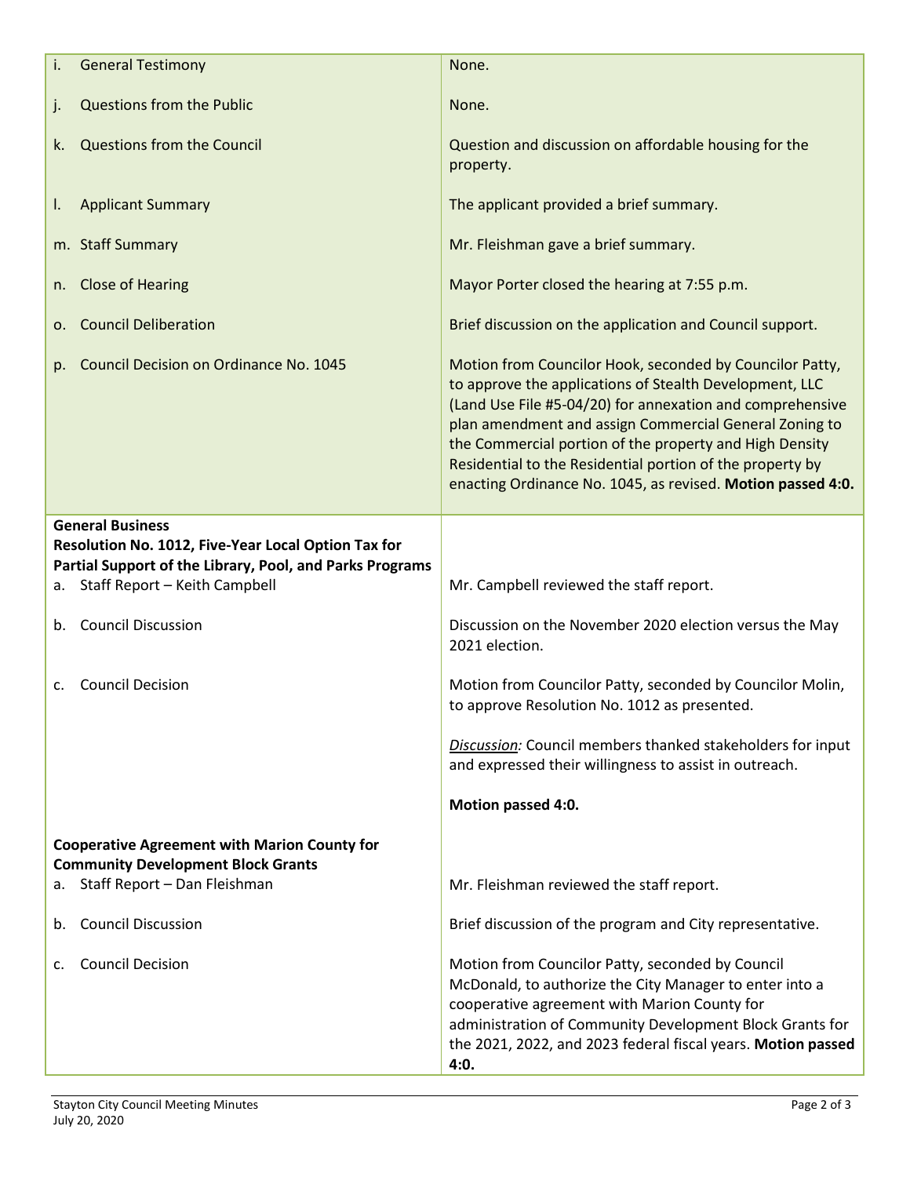| | |
|---|---|
| i. General Testimony | None. |
| j. Questions from the Public | None. |
| k. Questions from the Council | Question and discussion on affordable housing for the property. |
| l. Applicant Summary | The applicant provided a brief summary. |
| m. Staff Summary | Mr. Fleishman gave a brief summary. |
| n. Close of Hearing | Mayor Porter closed the hearing at 7:55 p.m. |
| o. Council Deliberation | Brief discussion on the application and Council support. |
| p. Council Decision on Ordinance No. 1045 | Motion from Councilor Hook, seconded by Councilor Patty, to approve the applications of Stealth Development, LLC (Land Use File #5-04/20) for annexation and comprehensive plan amendment and assign Commercial General Zoning to the Commercial portion of the property and High Density Residential to the Residential portion of the property by enacting Ordinance No. 1045, as revised. **Motion passed 4:0.** |
| **General Business** | |
| **Resolution No. 1012, Five-Year Local Option Tax for Partial Support of the Library, Pool, and Parks Programs** | |
| a. Staff Report – Keith Campbell | Mr. Campbell reviewed the staff report. |
| b. Council Discussion | Discussion on the November 2020 election versus the May 2021 election. |
| c. Council Decision | Motion from Councilor Patty, seconded by Councilor Molin, to approve Resolution No. 1012 as presented.<br><br>*Discussion:* Council members thanked stakeholders for input and expressed their willingness to assist in outreach.<br><br>**Motion passed 4:0.** |
| **Cooperative Agreement with Marion County for Community Development Block Grants** | |
| a. Staff Report – Dan Fleishman | Mr. Fleishman reviewed the staff report. |
| b. Council Discussion | Brief discussion of the program and City representative. |
| c. Council Decision | Motion from Councilor Patty, seconded by Council McDonald, to authorize the City Manager to enter into a cooperative agreement with Marion County for administration of Community Development Block Grants for the 2021, 2022, and 2023 federal fiscal years. **Motion passed 4:0.** |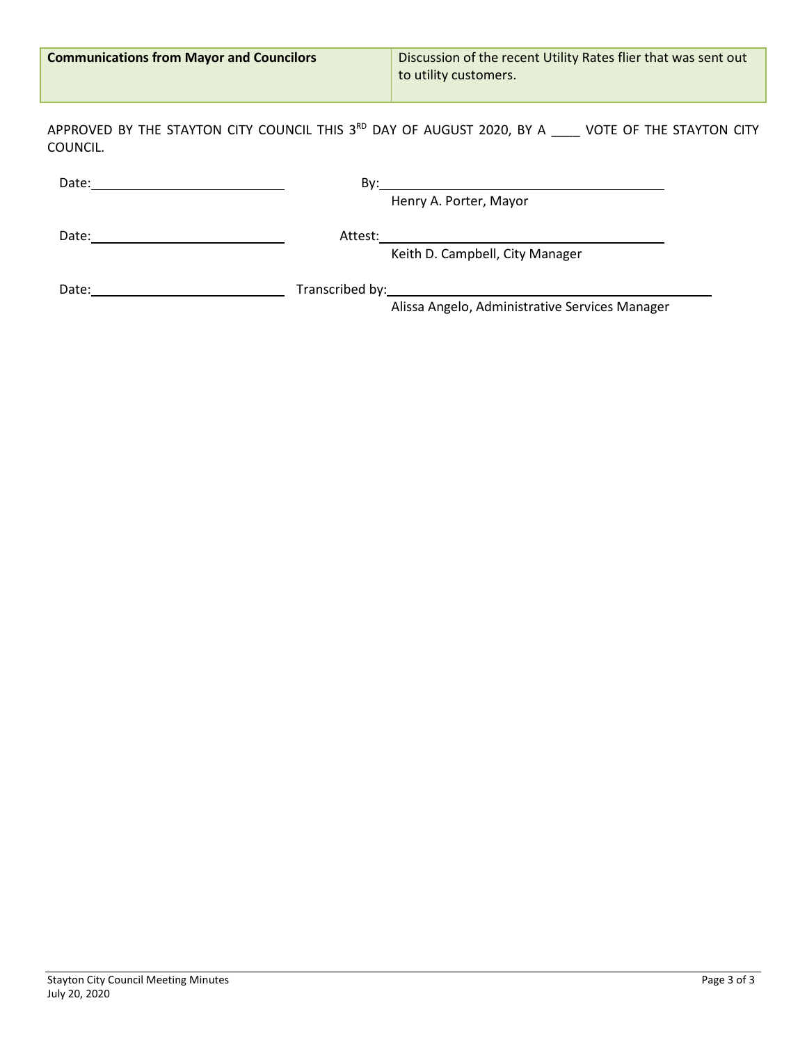| Communications from Mayor and Councilors | Discussion of the recent Utility Rates flier that was sent out to utility customers. |
|---|---|

APPROVED BY THE STAYTON CITY COUNCIL THIS 3RD DAY OF AUGUST 2020, BY A ____ VOTE OF THE STAYTON CITY COUNCIL.

Date: ______________________ By: ______________________________
Henry A. Porter, Mayor

Date: ______________________ Attest: ______________________________
Keith D. Campbell, City Manager

Date: ______________________ Transcribed by: ______________________________
Alissa Angelo, Administrative Services Manager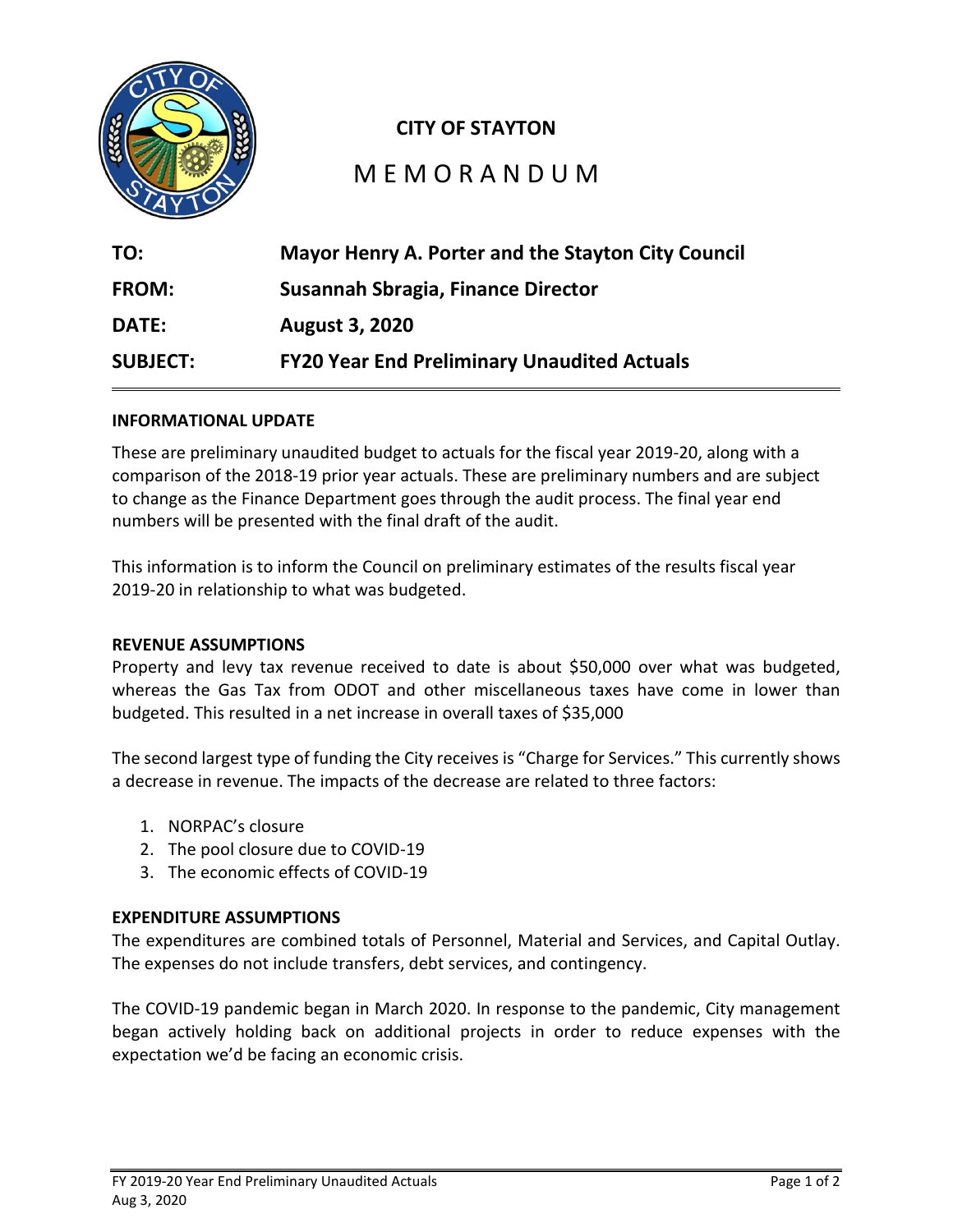**CITY OF STAYTON**

# MEMORANDUM

| | |
|---|---|
| **TO:** | **Mayor Henry A. Porter and the Stayton City Council** |
| **FROM:** | **Susannah Sbragia, Finance Director** |
| **DATE:** | **August 3, 2020** |
| **SUBJECT:** | **FY20 Year End Preliminary Unaudited Actuals** |

## INFORMATIONAL UPDATE

These are preliminary unaudited budget to actuals for the fiscal year 2019-20, along with a comparison of the 2018-19 prior year actuals. These are preliminary numbers and are subject to change as the Finance Department goes through the audit process. The final year end numbers will be presented with the final draft of the audit.

This information is to inform the Council on preliminary estimates of the results fiscal year 2019-20 in relationship to what was budgeted.

## REVENUE ASSUMPTIONS

Property and levy tax revenue received to date is about $50,000 over what was budgeted, whereas the Gas Tax from ODOT and other miscellaneous taxes have come in lower than budgeted. This resulted in a net increase in overall taxes of $35,000

The second largest type of funding the City receives is "Charge for Services." This currently shows a decrease in revenue. The impacts of the decrease are related to three factors:

1. NORPAC's closure
2. The pool closure due to COVID-19
3. The economic effects of COVID-19

## EXPENDITURE ASSUMPTIONS

The expenditures are combined totals of Personnel, Material and Services, and Capital Outlay. The expenses do not include transfers, debt services, and contingency.

The COVID-19 pandemic began in March 2020. In response to the pandemic, City management began actively holding back on additional projects in order to reduce expenses with the expectation we'd be facing an economic crisis.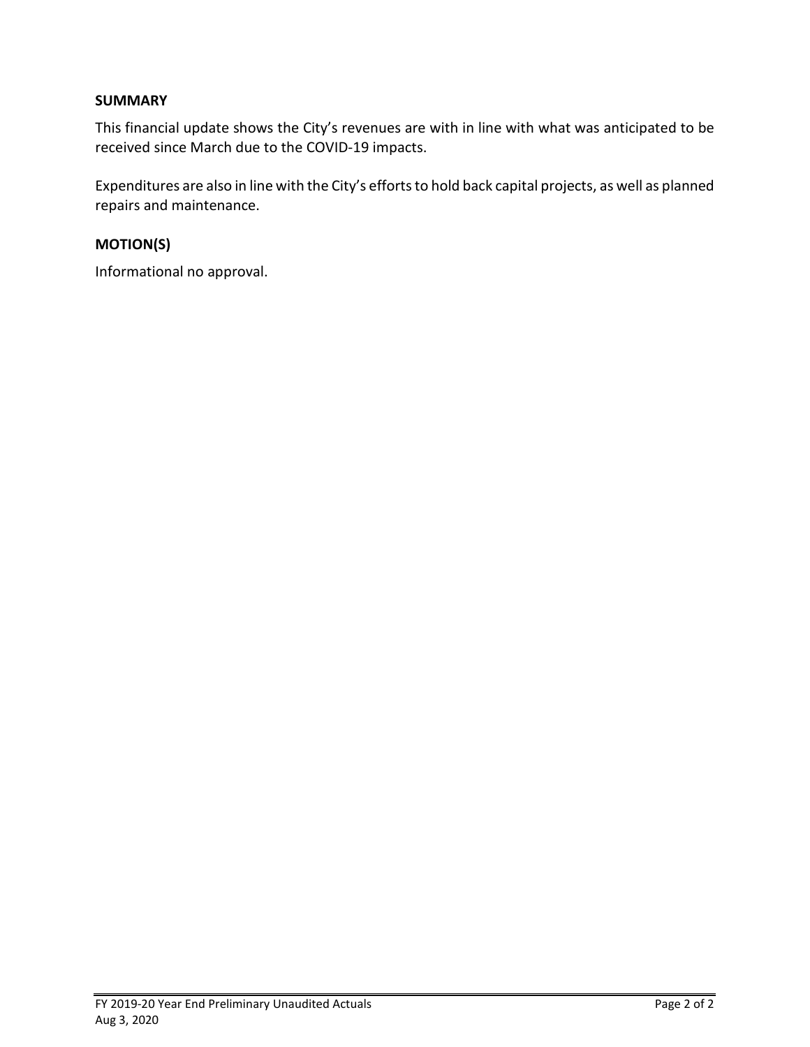## SUMMARY

This financial update shows the City's revenues are with in line with what was anticipated to be received since March due to the COVID-19 impacts.

Expenditures are also in line with the City's efforts to hold back capital projects, as well as planned repairs and maintenance.

## MOTION(S)

Informational no approval.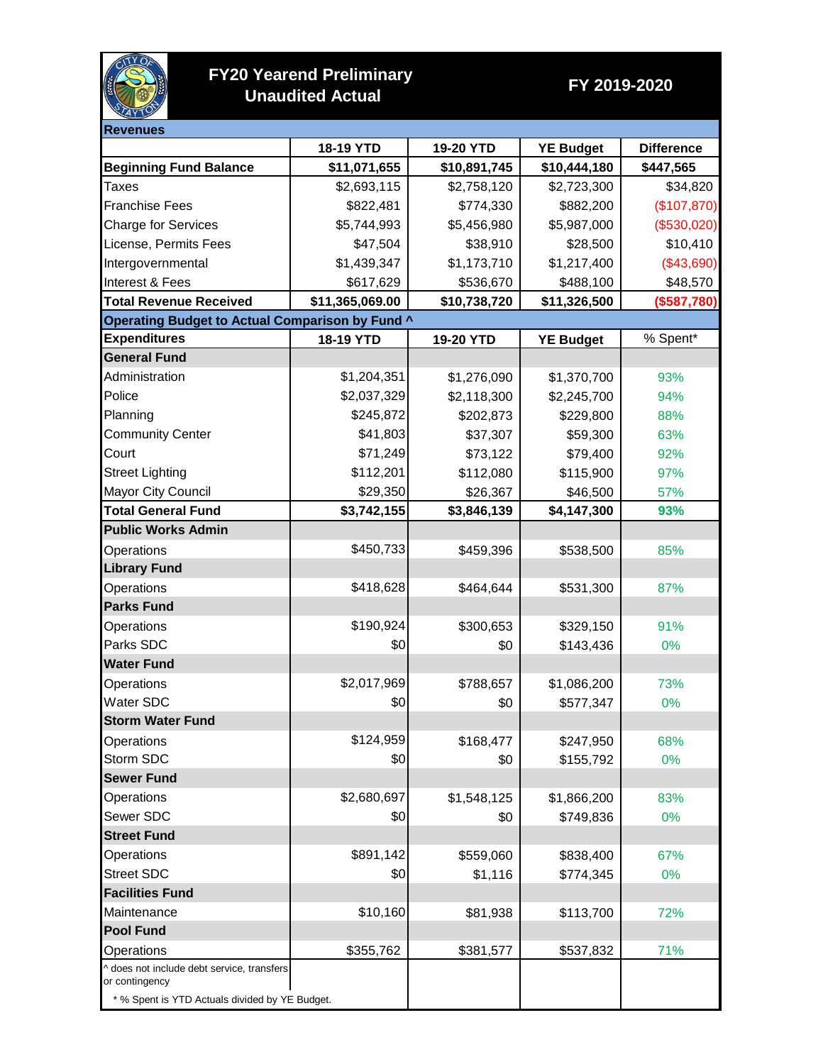# FY20 Yearend Preliminary Unaudited Actual

## FY 2019-2020

| Revenues | 18-19 YTD | 19-20 YTD | YE Budget | Difference |
|---|---|---|---|---|
| **Beginning Fund Balance** | **$11,071,655** | **$10,891,745** | **$10,444,180** | **$447,565** |
| Taxes | $2,693,115 | $2,758,120 | $2,723,300 | $34,820 |
| Franchise Fees | $822,481 | $774,330 | $882,200 | ($107,870) |
| Charge for Services | $5,744,993 | $5,456,980 | $5,987,000 | ($530,020) |
| License, Permits Fees | $47,504 | $38,910 | $28,500 | $10,410 |
| Intergovernmental | $1,439,347 | $1,173,710 | $1,217,400 | ($43,690) |
| Interest & Fees | $617,629 | $536,670 | $488,100 | $48,570 |
| **Total Revenue Received** | **$11,365,069.00** | **$10,738,720** | **$11,326,500** | **($587,780)** |

**Operating Budget to Actual Comparison by Fund ^**

| Expenditures | 18-19 YTD | 19-20 YTD | YE Budget | % Spent* |
|---|---|---|---|---|
| **General Fund** | | | | |
| Administration | $1,204,351 | $1,276,090 | $1,370,700 | 93% |
| Police | $2,037,329 | $2,118,300 | $2,245,700 | 94% |
| Planning | $245,872 | $202,873 | $229,800 | 88% |
| Community Center | $41,803 | $37,307 | $59,300 | 63% |
| Court | $71,249 | $73,122 | $79,400 | 92% |
| Street Lighting | $112,201 | $112,080 | $115,900 | 97% |
| Mayor City Council | $29,350 | $26,367 | $46,500 | 57% |
| **Total General Fund** | **$3,742,155** | **$3,846,139** | **$4,147,300** | **93%** |
| **Public Works Admin** | | | | |
| Operations | $450,733 | $459,396 | $538,500 | 85% |
| **Library Fund** | | | | |
| Operations | $418,628 | $464,644 | $531,300 | 87% |
| **Parks Fund** | | | | |
| Operations | $190,924 | $300,653 | $329,150 | 91% |
| Parks SDC | $0 | $0 | $143,436 | 0% |
| **Water Fund** | | | | |
| Operations | $2,017,969 | $788,657 | $1,086,200 | 73% |
| Water SDC | $0 | $0 | $577,347 | 0% |
| **Storm Water Fund** | | | | |
| Operations | $124,959 | $168,477 | $247,950 | 68% |
| Storm SDC | $0 | $0 | $155,792 | 0% |
| **Sewer Fund** | | | | |
| Operations | $2,680,697 | $1,548,125 | $1,866,200 | 83% |
| Sewer SDC | $0 | $0 | $749,836 | 0% |
| **Street Fund** | | | | |
| Operations | $891,142 | $559,060 | $838,400 | 67% |
| Street SDC | $0 | $1,116 | $774,345 | 0% |
| **Facilities Fund** | | | | |
| Maintenance | $10,160 | $81,938 | $113,700 | 72% |
| **Pool Fund** | | | | |
| Operations | $355,762 | $381,577 | $537,832 | 71% |

^ does not include debt service, transfers or contingency

* % Spent is YTD Actuals divided by YE Budget.